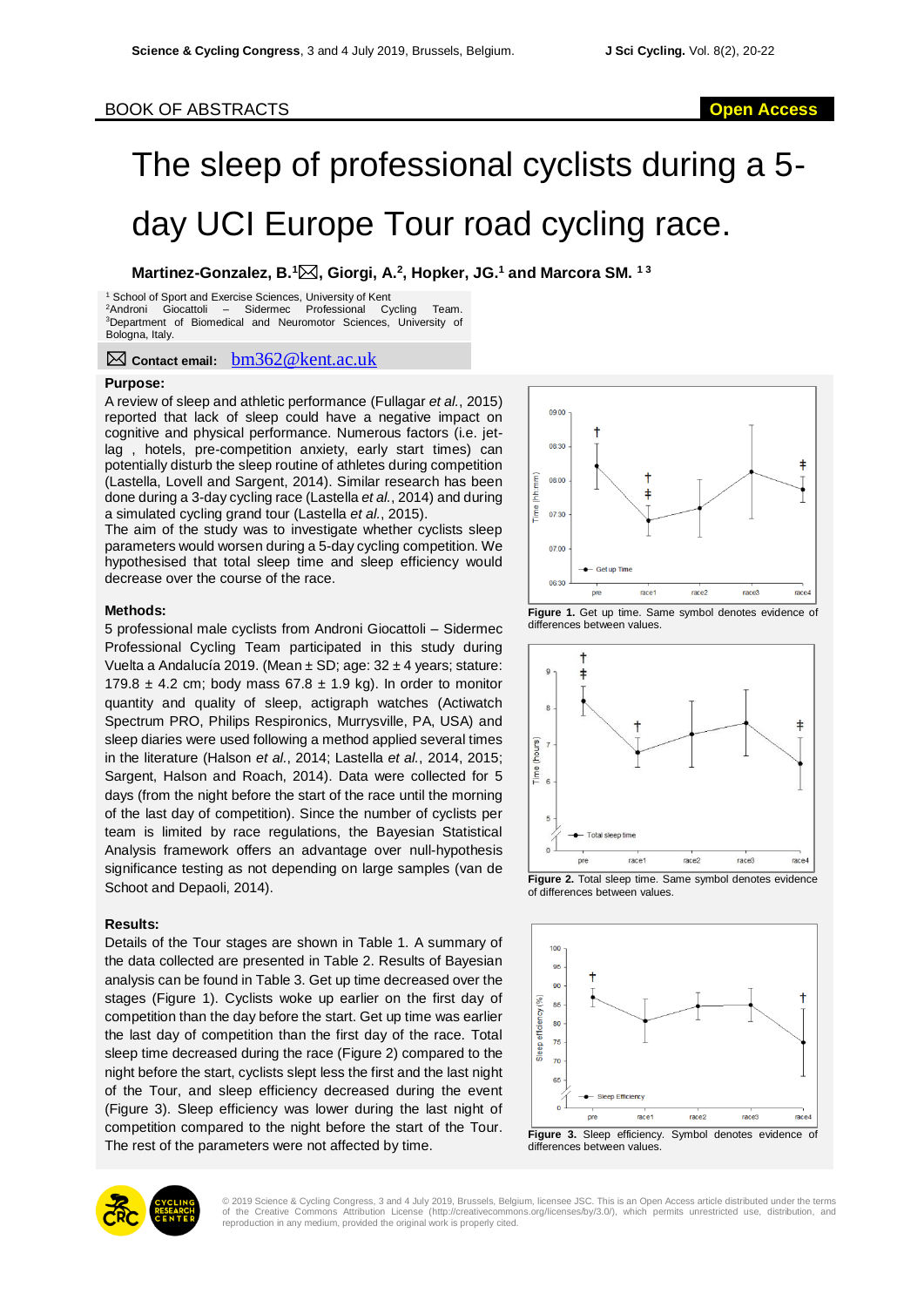BOOK OF ABSTRACTS

Open Access

# The sleep of professional cyclists during a 5-day UCI Europe Tour road cycling race.

**Martinez-Gonzalez, B.[1]✉, Giorgi, A.[2], Hopker, JG.[1] and Marcora SM. [1 3]**

[1] School of Sport and Exercise Sciences, University of Kent
[2] Androni Giocattoli – Sidermec Professional Cycling Team.
[3] Department of Biomedical and Neuromotor Sciences, University of Bologna, Italy.

✉ **Contact email:** bm362@kent.ac.uk

### Purpose:

A review of sleep and athletic performance (Fullagar *et al.*, 2015) reported that lack of sleep could have a negative impact on cognitive and physical performance. Numerous factors (i.e. jet-lag , hotels, pre-competition anxiety, early start times) can potentially disturb the sleep routine of athletes during competition (Lastella, Lovell and Sargent, 2014). Similar research has been done during a 3-day cycling race (Lastella *et al.*, 2014) and during a simulated cycling grand tour (Lastella *et al.*, 2015).
The aim of the study was to investigate whether cyclists sleep parameters would worsen during a 5-day cycling competition. We hypothesised that total sleep time and sleep efficiency would decrease over the course of the race.

### Methods:

5 professional male cyclists from Androni Giocattoli – Sidermec Professional Cycling Team participated in this study during Vuelta a Andalucía 2019. (Mean ± SD; age: 32 ± 4 years; stature: 179.8 ± 4.2 cm; body mass 67.8 ± 1.9 kg). In order to monitor quantity and quality of sleep, actigraph watches (Actiwatch Spectrum PRO, Philips Respironics, Murrysville, PA, USA) and sleep diaries were used following a method applied several times in the literature (Halson *et al.*, 2014; Lastella *et al.*, 2014, 2015; Sargent, Halson and Roach, 2014). Data were collected for 5 days (from the night before the start of the race until the morning of the last day of competition). Since the number of cyclists per team is limited by race regulations, the Bayesian Statistical Analysis framework offers an advantage over null-hypothesis significance testing as not depending on large samples (van de Schoot and Depaoli, 2014).

### Results:

Details of the Tour stages are shown in Table 1. A summary of the data collected are presented in Table 2. Results of Bayesian analysis can be found in Table 3. Get up time decreased over the stages (Figure 1). Cyclists woke up earlier on the first day of competition than the day before the start. Get up time was earlier the last day of competition than the first day of the race. Total sleep time decreased during the race (Figure 2) compared to the night before the start, cyclists slept less the first and the last night of the Tour, and sleep efficiency decreased during the event (Figure 3). Sleep efficiency was lower during the last night of competition compared to the night before the start of the Tour. The rest of the parameters were not affected by time.

**Figure 1.** Get up time. Same symbol denotes evidence of differences between values.

**Figure 2.** Total sleep time. Same symbol denotes evidence of differences between values.

**Figure 3.** Sleep efficiency. Symbol denotes evidence of differences between values.

© 2019 Science & Cycling Congress, 3 and 4 July 2019, Brussels, Belgium, licensee JSC. This is an Open Access article distributed under the terms of the Creative Commons Attribution License (http://creativecommons.org/licenses/by/3.0/), which permits unrestricted use, distribution, and reproduction in any medium, provided the original work is properly cited.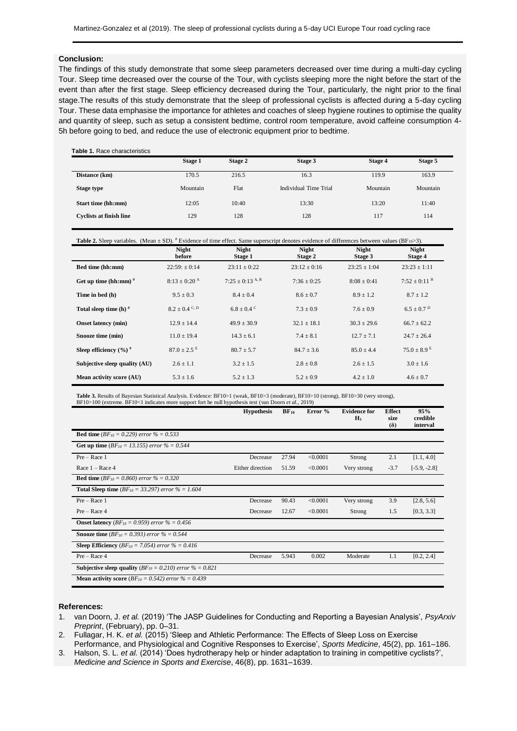## Conclusion:

The findings of this study demonstrate that some sleep parameters decreased over time during a multi-day cycling Tour. Sleep time decreased over the course of the Tour, with cyclists sleeping more the night before the start of the event than after the first stage. Sleep efficiency decreased during the Tour, particularly, the night prior to the final stage.The results of this study demonstrate that the sleep of professional cyclists is affected during a 5-day cycling Tour. These data emphasise the importance for athletes and coaches of sleep hygiene routines to optimise the quality and quantity of sleep, such as setup a consistent bedtime, control room temperature, avoid caffeine consumption 4-5h before going to bed, and reduce the use of electronic equipment prior to bedtime.

**Table 1.** Race characteristics

| | Stage 1 | Stage 2 | Stage 3 | Stage 4 | Stage 5 |
|---|---|---|---|---|---|
| **Distance (km)** | 170.5 | 216.5 | 16.3 | 119.9 | 163.9 |
| **Stage type** | Mountain | Flat | Individual Time Trial | Mountain | Mountain |
| **Start time (hh:mm)** | 12:05 | 10:40 | 13:30 | 13:20 | 11:40 |
| **Cyclists at finish line** | 129 | 128 | 128 | 117 | 114 |

**Table 2.** Sleep variables. (Mean ± SD). # Evidence of time effect. Same superscript denotes evidence of differences between values ($BF_{10}$>3).

| | Night before | Night Stage 1 | Night Stage 2 | Night Stage 3 | Night Stage 4 |
|---|---|---|---|---|---|
| **Bed time (hh:mm)** | 22:59: ± 0:14 | 23:11 ± 0:22 | 23:12 ± 0:16 | 23:25 ± 1:04 | 23:23 ± 1:11 |
| **Get up time (hh:mm)** # | 8:13 ± 0:20 $^{A}$ | 7:25 ± 0:13 $^{A, B}$ | 7:36 ± 0:25 | 8:08 ± 0:41 | 7:52 ± 0:11 $^{B}$ |
| **Time in bed (h)** | 9.5 ± 0.3 | 8.4 ± 0.4 | 8.6 ± 0.7 | 8.9 ± 1.2 | 8.7 ± 1.2 |
| **Total sleep time (h)** # | 8.2 ± 0.4 $^{C, D}$ | 6.8 ± 0.4 $^{C}$ | 7.3 ± 0.9 | 7.6 ± 0.9 | 6.5 ± 0.7 $^{D}$ |
| **Onset latency (min)** | 12.9 ± 14.4 | 49.9 ± 30.9 | 32.1 ± 18.1 | 30.3 ± 29.6 | 66.7 ± 62.2 |
| **Snooze time (min)** | 11.0 ± 19.4 | 14.3 ± 6.1 | 7.4 ± 8.1 | 12.7 ± 7.1 | 24.7 ± 26.4 |
| **Sleep efficiency (%)** # | 87.0 ± 2.5 $^{E}$ | 80.7 ± 5.7 | 84.7 ± 3.6 | 85.0 ± 4.4 | 75.0 ± 8.9 $^{E}$ |
| **Subjective sleep quality (AU)** | 2.6 ± 1.1 | 3.2 ± 1.5 | 2.8 ± 0.8 | 2.6 ± 1.5 | 3.0 ± 1.6 |
| **Mean activity score (AU)** | 5.3 ± 1.6 | 5.2 ± 1.3 | 5.2 ± 0.9 | 4.2 ± 1.0 | 4.6 ± 0.7 |

**Table 3.** Results of Bayesian Statistical Analysis. Evidence: BF10>1 (weak, BF10>3 (moderate), BF10>10 (strong), BF10>30 (very strong), BF10>100 (extreme. BF10<1 indicates more support fort he null hypothesis test (van Doorn *et al*., 2019)

| | Hypothesis | $BF_{10}$ | Error % | Evidence for $H_1$ | Effect size (δ) | 95% credible interval |
|---|---|---|---|---|---|---|
| **Bed time** (*$BF_{10}$ = 0.229) error % = 0.533* | | | | | | |
| **Get up time** (*$BF_{10}$ = 13.155) error % = 0.544* | | | | | | |
| Pre – Race 1 | Decrease | 27.94 | <0.0001 | Strong | 2.1 | [1.1, 4.0] |
| Race 1 – Race 4 | Either direction | 51.59 | <0.0001 | Very strong | -3.7 | [-5.9, -2.8] |
| **Bed time** (*$BF_{10}$ = 0.860) error % = 0.320* | | | | | | |
| **Total Sleep time** (*$BF_{10}$ = 33.297) error % = 1.604* | | | | | | |
| Pre – Race 1 | Decrease | 90.43 | <0.0001 | Very strong | 3.9 | [2.8, 5.6] |
| Pre – Race 4 | Decrease | 12.67 | <0.0001 | Strong | 1.5 | [0.3, 3.3] |
| **Onset latency** (*$BF_{10}$ = 0.959) error % = 0.456* | | | | | | |
| **Snooze time** (*$BF_{10}$ = 0.393) error % = 0.544* | | | | | | |
| **Sleep Efficiency** (*$BF_{10}$ = 7.054) error % = 0.416* | | | | | | |
| Pre – Race 4 | Decrease | 5.943 | 0.002 | Moderate | 1.1 | [0.2, 2.4] |
| **Subjective sleep quality** (*$BF_{10}$ = 0.210) error % = 0.821* | | | | | | |
| **Mean activity score** (*$BF_{10}$ = 0.542) error % = 0.439* | | | | | | |

## References:

1. van Doorn, J. *et al.* (2019) 'The JASP Guidelines for Conducting and Reporting a Bayesian Analysis', *PsyArxiv Preprint*, (February), pp. 0–31.
2. Fullagar, H. K. *et al.* (2015) 'Sleep and Athletic Performance: The Effects of Sleep Loss on Exercise Performance, and Physiological and Cognitive Responses to Exercise', *Sports Medicine*, 45(2), pp. 161–186.
3. Halson, S. L. *et al.* (2014) 'Does hydrotherapy help or hinder adaptation to training in competitive cyclists?', *Medicine and Science in Sports and Exercise*, 46(8), pp. 1631–1639.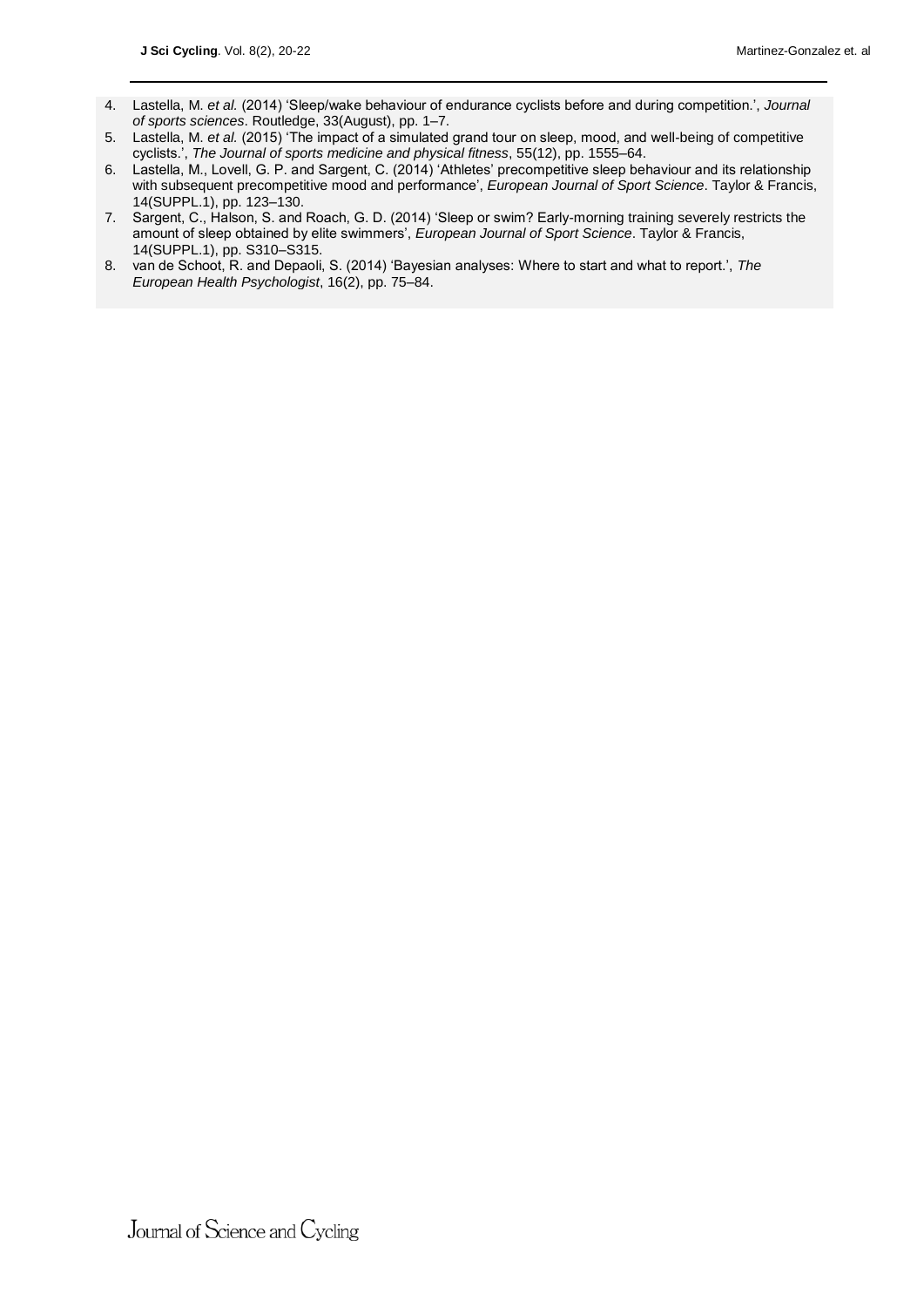4. Lastella, M. *et al.* (2014) 'Sleep/wake behaviour of endurance cyclists before and during competition.', *Journal of sports sciences*. Routledge, 33(August), pp. 1–7.
5. Lastella, M. *et al.* (2015) 'The impact of a simulated grand tour on sleep, mood, and well-being of competitive cyclists.', *The Journal of sports medicine and physical fitness*, 55(12), pp. 1555–64.
6. Lastella, M., Lovell, G. P. and Sargent, C. (2014) 'Athletes' precompetitive sleep behaviour and its relationship with subsequent precompetitive mood and performance', *European Journal of Sport Science*. Taylor & Francis, 14(SUPPL.1), pp. 123–130.
7. Sargent, C., Halson, S. and Roach, G. D. (2014) 'Sleep or swim? Early-morning training severely restricts the amount of sleep obtained by elite swimmers', *European Journal of Sport Science*. Taylor & Francis, 14(SUPPL.1), pp. S310–S315.
8. van de Schoot, R. and Depaoli, S. (2014) 'Bayesian analyses: Where to start and what to report.', *The European Health Psychologist*, 16(2), pp. 75–84.